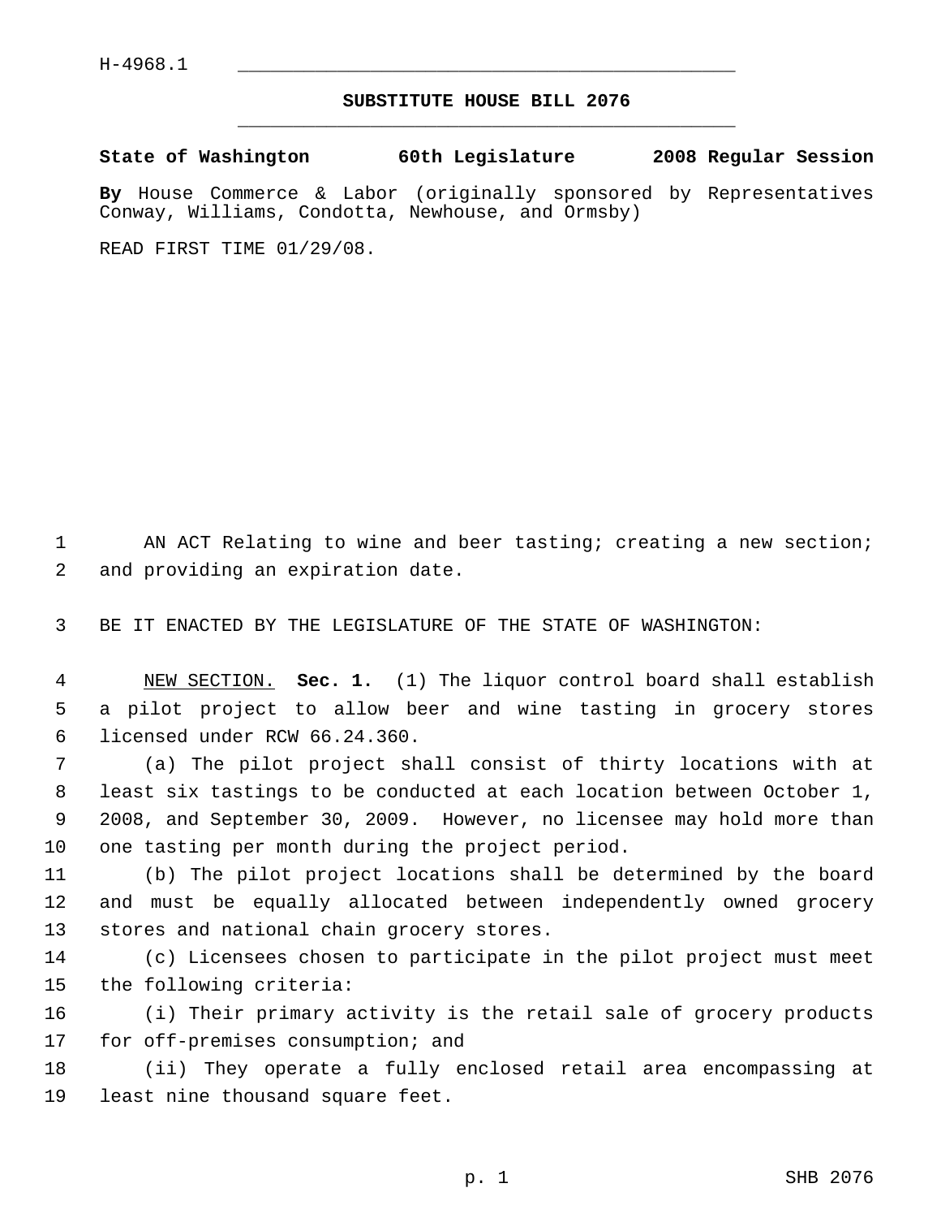H-4968.1

# SUBSTITUTE HOUSE BILL 2076

**State of Washington 60th Legislature 2008 Regular Session**

**By** House Commerce & Labor (originally sponsored by Representatives Conway, Williams, Condotta, Newhouse, and Ormsby)

READ FIRST TIME 01/29/08.

AN ACT Relating to wine and beer tasting; creating a new section; and providing an expiration date.

BE IT ENACTED BY THE LEGISLATURE OF THE STATE OF WASHINGTON:

NEW SECTION. **Sec. 1.** (1) The liquor control board shall establish a pilot project to allow beer and wine tasting in grocery stores licensed under RCW 66.24.360.

(a) The pilot project shall consist of thirty locations with at least six tastings to be conducted at each location between October 1, 2008, and September 30, 2009. However, no licensee may hold more than one tasting per month during the project period.

(b) The pilot project locations shall be determined by the board and must be equally allocated between independently owned grocery stores and national chain grocery stores.

(c) Licensees chosen to participate in the pilot project must meet the following criteria:

(i) Their primary activity is the retail sale of grocery products for off-premises consumption; and

(ii) They operate a fully enclosed retail area encompassing at least nine thousand square feet.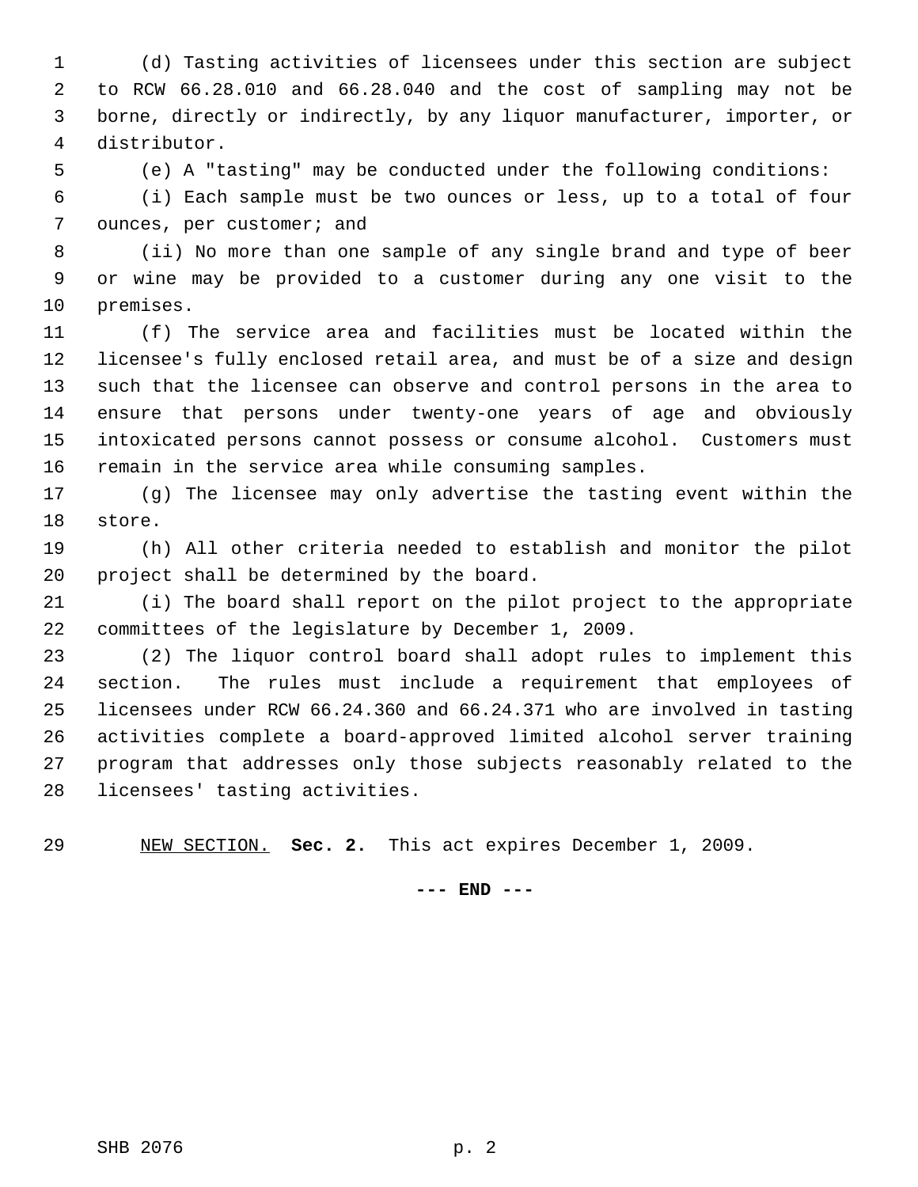(d) Tasting activities of licensees under this section are subject to RCW 66.28.010 and 66.28.040 and the cost of sampling may not be borne, directly or indirectly, by any liquor manufacturer, importer, or distributor.

(e) A "tasting" may be conducted under the following conditions:

(i) Each sample must be two ounces or less, up to a total of four ounces, per customer; and

(ii) No more than one sample of any single brand and type of beer or wine may be provided to a customer during any one visit to the premises.

(f) The service area and facilities must be located within the licensee's fully enclosed retail area, and must be of a size and design such that the licensee can observe and control persons in the area to ensure that persons under twenty-one years of age and obviously intoxicated persons cannot possess or consume alcohol. Customers must remain in the service area while consuming samples.

(g) The licensee may only advertise the tasting event within the store.

(h) All other criteria needed to establish and monitor the pilot project shall be determined by the board.

(i) The board shall report on the pilot project to the appropriate committees of the legislature by December 1, 2009.

(2) The liquor control board shall adopt rules to implement this section. The rules must include a requirement that employees of licensees under RCW 66.24.360 and 66.24.371 who are involved in tasting activities complete a board-approved limited alcohol server training program that addresses only those subjects reasonably related to the licensees' tasting activities.

NEW SECTION. **Sec. 2.** This act expires December 1, 2009.

**--- END ---**